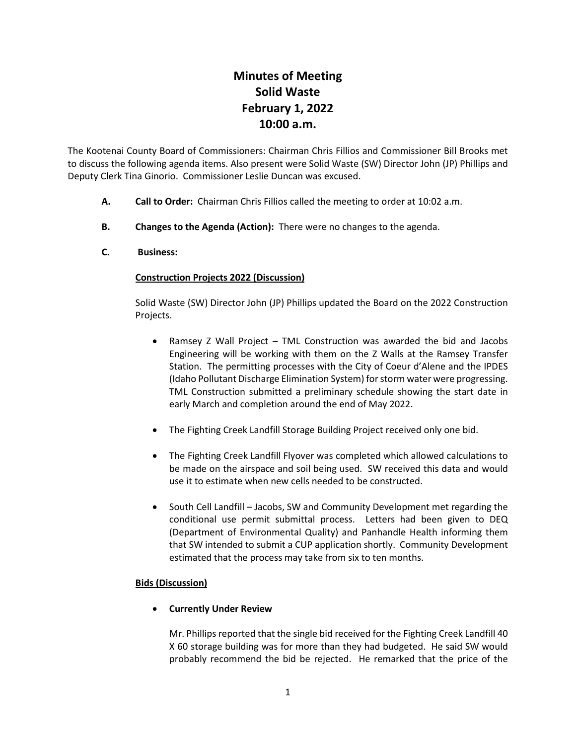# Minutes of Meeting
# Solid Waste
# February 1, 2022
# 10:00 a.m.

The Kootenai County Board of Commissioners: Chairman Chris Fillios and Commissioner Bill Brooks met to discuss the following agenda items. Also present were Solid Waste (SW) Director John (JP) Phillips and Deputy Clerk Tina Ginorio. Commissioner Leslie Duncan was excused.

**A. Call to Order:** Chairman Chris Fillios called the meeting to order at 10:02 a.m.

**B. Changes to the Agenda (Action):** There were no changes to the agenda.

**C. Business:**

**Construction Projects 2022 (Discussion)**

Solid Waste (SW) Director John (JP) Phillips updated the Board on the 2022 Construction Projects.

- Ramsey Z Wall Project – TML Construction was awarded the bid and Jacobs Engineering will be working with them on the Z Walls at the Ramsey Transfer Station. The permitting processes with the City of Coeur d'Alene and the IPDES (Idaho Pollutant Discharge Elimination System) for storm water were progressing. TML Construction submitted a preliminary schedule showing the start date in early March and completion around the end of May 2022.

- The Fighting Creek Landfill Storage Building Project received only one bid.

- The Fighting Creek Landfill Flyover was completed which allowed calculations to be made on the airspace and soil being used. SW received this data and would use it to estimate when new cells needed to be constructed.

- South Cell Landfill – Jacobs, SW and Community Development met regarding the conditional use permit submittal process. Letters had been given to DEQ (Department of Environmental Quality) and Panhandle Health informing them that SW intended to submit a CUP application shortly. Community Development estimated that the process may take from six to ten months.

**Bids (Discussion)**

- **Currently Under Review**

  Mr. Phillips reported that the single bid received for the Fighting Creek Landfill 40 X 60 storage building was for more than they had budgeted. He said SW would probably recommend the bid be rejected. He remarked that the price of the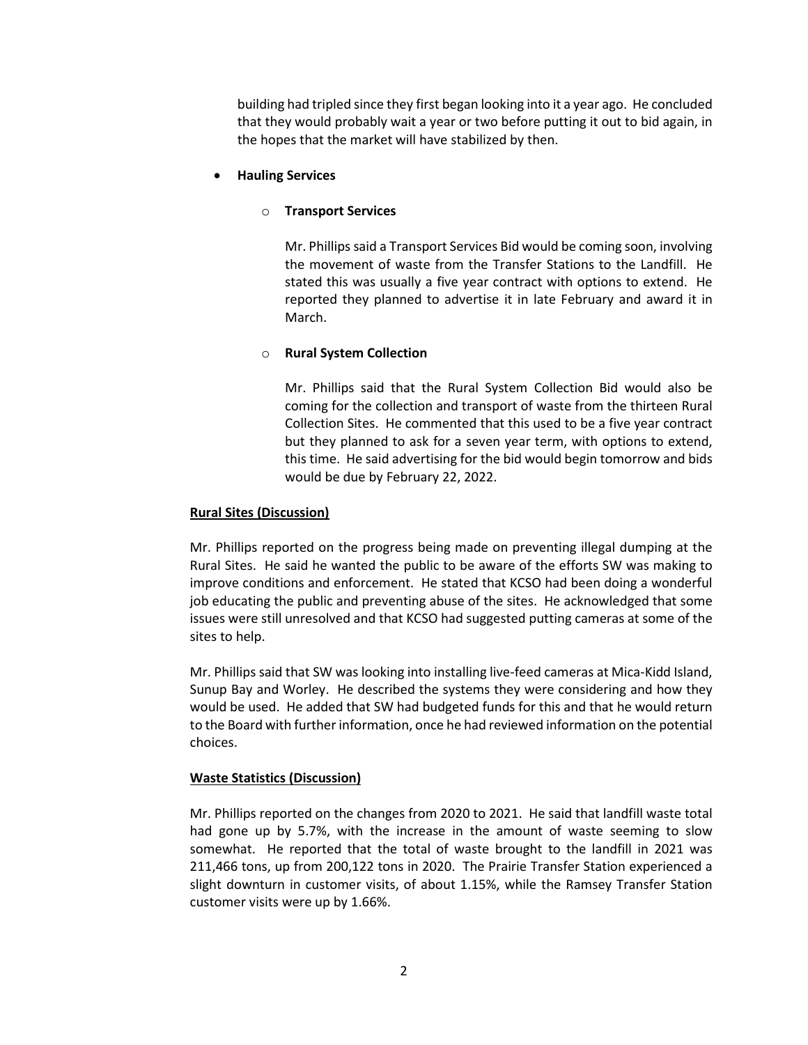building had tripled since they first began looking into it a year ago. He concluded that they would probably wait a year or two before putting it out to bid again, in the hopes that the market will have stabilized by then.

- **Hauling Services**

  - **Transport Services**

    Mr. Phillips said a Transport Services Bid would be coming soon, involving the movement of waste from the Transfer Stations to the Landfill. He stated this was usually a five year contract with options to extend. He reported they planned to advertise it in late February and award it in March.

  - **Rural System Collection**

    Mr. Phillips said that the Rural System Collection Bid would also be coming for the collection and transport of waste from the thirteen Rural Collection Sites. He commented that this used to be a five year contract but they planned to ask for a seven year term, with options to extend, this time. He said advertising for the bid would begin tomorrow and bids would be due by February 22, 2022.

**Rural Sites (Discussion)**

Mr. Phillips reported on the progress being made on preventing illegal dumping at the Rural Sites. He said he wanted the public to be aware of the efforts SW was making to improve conditions and enforcement. He stated that KCSO had been doing a wonderful job educating the public and preventing abuse of the sites. He acknowledged that some issues were still unresolved and that KCSO had suggested putting cameras at some of the sites to help.

Mr. Phillips said that SW was looking into installing live-feed cameras at Mica-Kidd Island, Sunup Bay and Worley. He described the systems they were considering and how they would be used. He added that SW had budgeted funds for this and that he would return to the Board with further information, once he had reviewed information on the potential choices.

**Waste Statistics (Discussion)**

Mr. Phillips reported on the changes from 2020 to 2021. He said that landfill waste total had gone up by 5.7%, with the increase in the amount of waste seeming to slow somewhat. He reported that the total of waste brought to the landfill in 2021 was 211,466 tons, up from 200,122 tons in 2020. The Prairie Transfer Station experienced a slight downturn in customer visits, of about 1.15%, while the Ramsey Transfer Station customer visits were up by 1.66%.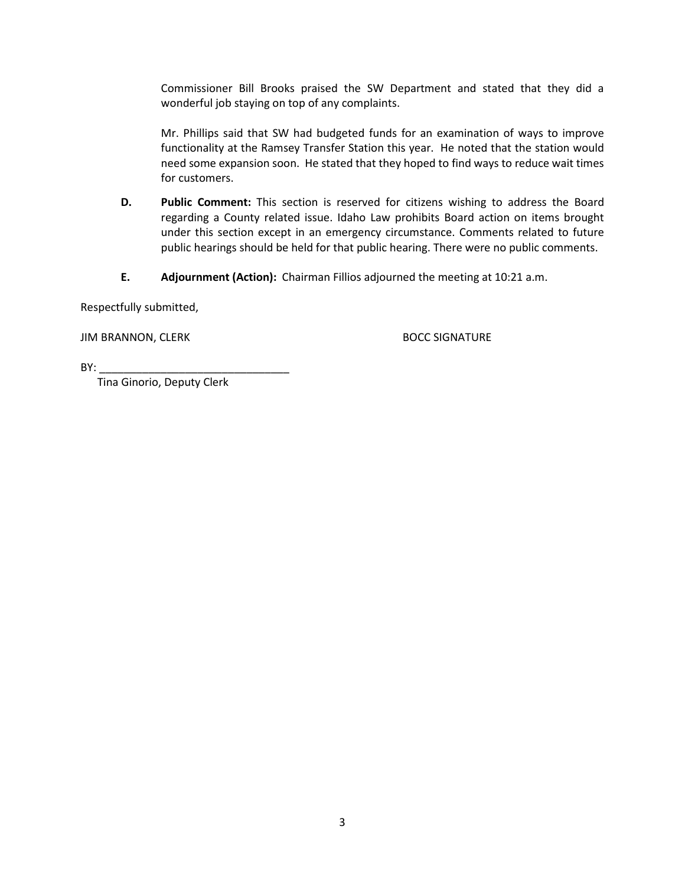Commissioner Bill Brooks praised the SW Department and stated that they did a wonderful job staying on top of any complaints.

Mr. Phillips said that SW had budgeted funds for an examination of ways to improve functionality at the Ramsey Transfer Station this year. He noted that the station would need some expansion soon. He stated that they hoped to find ways to reduce wait times for customers.

**D. Public Comment:** This section is reserved for citizens wishing to address the Board regarding a County related issue. Idaho Law prohibits Board action on items brought under this section except in an emergency circumstance. Comments related to future public hearings should be held for that public hearing. There were no public comments.

**E. Adjournment (Action):** Chairman Fillios adjourned the meeting at 10:21 a.m.

Respectfully submitted,

JIM BRANNON, CLERK

BOCC SIGNATURE

BY: _______________________________

Tina Ginorio, Deputy Clerk